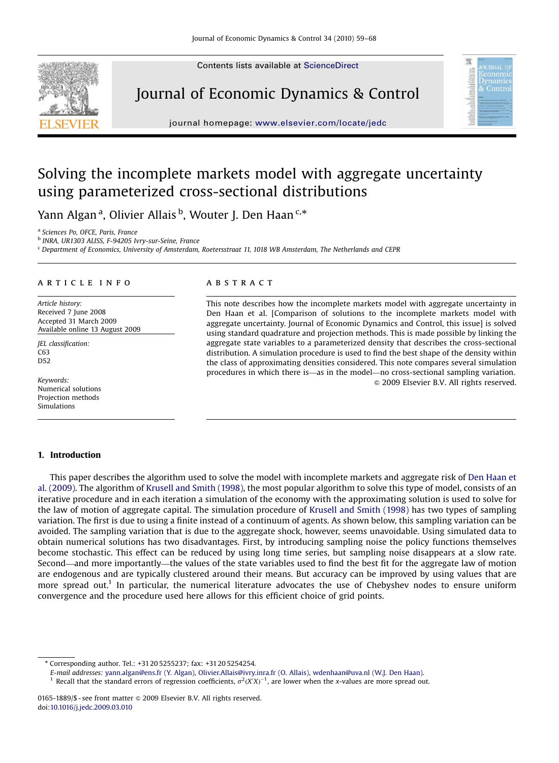# Solving the incomplete markets model with aggregate uncertainty using parameterized cross-sectional distributions

Yann Algan [a], Olivier Allais [b], Wouter J. Den Haan [c,*]

[a] Sciences Po, OFCE, Paris, France

[b] INRA, UR1303 ALISS, F-94205 Ivry-sur-Seine, France

[c] Department of Economics, University of Amsterdam, Roetersstraat 11, 1018 WB Amsterdam, The Netherlands and CEPR

## ARTICLE INFO

*Article history:*
Received 7 June 2008
Accepted 31 March 2009
Available online 13 August 2009

*JEL classification:*
C63
D52

*Keywords:*
Numerical solutions
Projection methods
Simulations

## ABSTRACT

This note describes how the incomplete markets model with aggregate uncertainty in Den Haan et al. [Comparison of solutions to the incomplete markets model with aggregate uncertainty. Journal of Economic Dynamics and Control, this issue] is solved using standard quadrature and projection methods. This is made possible by linking the aggregate state variables to a parameterized density that describes the cross-sectional distribution. A simulation procedure is used to find the best shape of the density within the class of approximating densities considered. This note compares several simulation procedures in which there is—as in the model—no cross-sectional sampling variation.

© 2009 Elsevier B.V. All rights reserved.

## 1. Introduction

This paper describes the algorithm used to solve the model with incomplete markets and aggregate risk of Den Haan et al. (2009). The algorithm of Krusell and Smith (1998), the most popular algorithm to solve this type of model, consists of an iterative procedure and in each iteration a simulation of the economy with the approximating solution is used to solve for the law of motion of aggregate capital. The simulation procedure of Krusell and Smith (1998) has two types of sampling variation. The first is due to using a finite instead of a continuum of agents. As shown below, this sampling variation can be avoided. The sampling variation that is due to the aggregate shock, however, seems unavoidable. Using simulated data to obtain numerical solutions has two disadvantages. First, by introducing sampling noise the policy functions themselves become stochastic. This effect can be reduced by using long time series, but sampling noise disappears at a slow rate. Second—and more importantly—the values of the state variables used to find the best fit for the aggregate law of motion are endogenous and are typically clustered around their means. But accuracy can be improved by using values that are more spread out.[1] In particular, the numerical literature advocates the use of Chebyshev nodes to ensure uniform convergence and the procedure used here allows for this efficient choice of grid points.

---

* Corresponding author. Tel.: +31 20 5255237; fax: +31 20 5254254.

*E-mail addresses:* yann.algan@ens.fr (Y. Algan), Olivier.Allais@ivry.inra.fr (O. Allais), wdenhaan@uva.nl (W.J. Den Haan).

[1] Recall that the standard errors of regression coefficients, $\sigma^2(X'X)^{-1}$, are lower when the $x$-values are more spread out.

0165-1889/$ - see front matter © 2009 Elsevier B.V. All rights reserved.
doi:10.1016/j.jedc.2009.03.010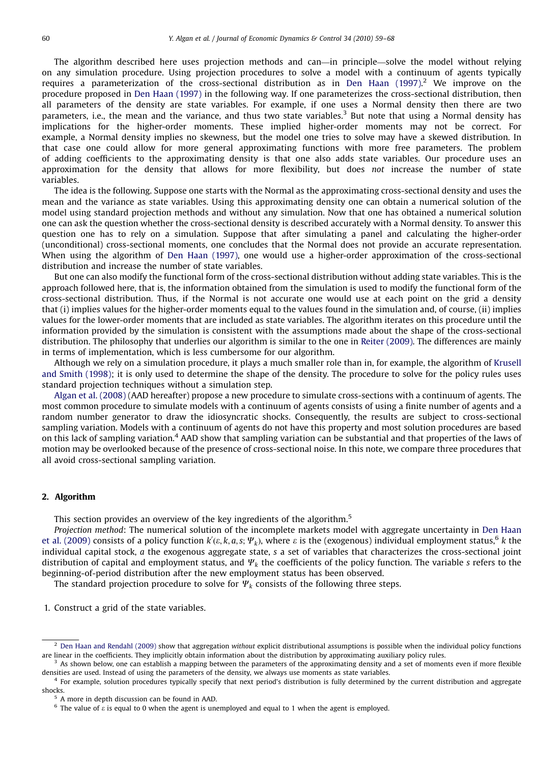The algorithm described here uses projection methods and can—in principle—solve the model without relying on any simulation procedure. Using projection procedures to solve a model with a continuum of agents typically requires a parameterization of the cross-sectional distribution as in Den Haan (1997).[2] We improve on the procedure proposed in Den Haan (1997) in the following way. If one parameterizes the cross-sectional distribution, then all parameters of the density are state variables. For example, if one uses a Normal density then there are two parameters, i.e., the mean and the variance, and thus two state variables.[3] But note that using a Normal density has implications for the higher-order moments. These implied higher-order moments may not be correct. For example, a Normal density implies no skewness, but the model one tries to solve may have a skewed distribution. In that case one could allow for more general approximating functions with more free parameters. The problem of adding coefficients to the approximating density is that one also adds state variables. Our procedure uses an approximation for the density that allows for more flexibility, but does *not* increase the number of state variables.

The idea is the following. Suppose one starts with the Normal as the approximating cross-sectional density and uses the mean and the variance as state variables. Using this approximating density one can obtain a numerical solution of the model using standard projection methods and without any simulation. Now that one has obtained a numerical solution one can ask the question whether the cross-sectional density is described accurately with a Normal density. To answer this question one has to rely on a simulation. Suppose that after simulating a panel and calculating the higher-order (unconditional) cross-sectional moments, one concludes that the Normal does not provide an accurate representation. When using the algorithm of Den Haan (1997), one would use a higher-order approximation of the cross-sectional distribution and increase the number of state variables.

But one can also modify the functional form of the cross-sectional distribution without adding state variables. This is the approach followed here, that is, the information obtained from the simulation is used to modify the functional form of the cross-sectional distribution. Thus, if the Normal is not accurate one would use at each point on the grid a density that (i) implies values for the higher-order moments equal to the values found in the simulation and, of course, (ii) implies values for the lower-order moments that are included as state variables. The algorithm iterates on this procedure until the information provided by the simulation is consistent with the assumptions made about the shape of the cross-sectional distribution. The philosophy that underlies our algorithm is similar to the one in Reiter (2009). The differences are mainly in terms of implementation, which is less cumbersome for our algorithm.

Although we rely on a simulation procedure, it plays a much smaller role than in, for example, the algorithm of Krusell and Smith (1998); it is only used to determine the shape of the density. The procedure to solve for the policy rules uses standard projection techniques without a simulation step.

Algan et al. (2008) (AAD hereafter) propose a new procedure to simulate cross-sections with a continuum of agents. The most common procedure to simulate models with a continuum of agents consists of using a finite number of agents and a random number generator to draw the idiosyncratic shocks. Consequently, the results are subject to cross-sectional sampling variation. Models with a continuum of agents do not have this property and most solution procedures are based on this lack of sampling variation.[4] AAD show that sampling variation can be substantial and that properties of the laws of motion may be overlooked because of the presence of cross-sectional noise. In this note, we compare three procedures that all avoid cross-sectional sampling variation.

## 2. Algorithm

This section provides an overview of the key ingredients of the algorithm.[5]

*Projection method*: The numerical solution of the incomplete markets model with aggregate uncertainty in Den Haan et al. (2009) consists of a policy function $k'(\varepsilon, k, a, s; \Psi_k)$, where $\varepsilon$ is the (exogenous) individual employment status,[6] $k$ the individual capital stock, $a$ the exogenous aggregate state, $s$ a set of variables that characterizes the cross-sectional joint distribution of capital and employment status, and $\Psi_k$ the coefficients of the policy function. The variable $s$ refers to the beginning-of-period distribution after the new employment status has been observed.

The standard projection procedure to solve for $\Psi_k$ consists of the following three steps.

1. Construct a grid of the state variables.

---

[2] Den Haan and Rendahl (2009) show that aggregation *without* explicit distributional assumptions is possible when the individual policy functions are linear in the coefficients. They implicitly obtain information about the distribution by approximating auxiliary policy rules.

[3] As shown below, one can establish a mapping between the parameters of the approximating density and a set of moments even if more flexible densities are used. Instead of using the parameters of the density, we always use moments as state variables.

[4] For example, solution procedures typically specify that next period's distribution is fully determined by the current distribution and aggregate shocks.

[5] A more in depth discussion can be found in AAD.

[6] The value of $\varepsilon$ is equal to 0 when the agent is unemployed and equal to 1 when the agent is employed.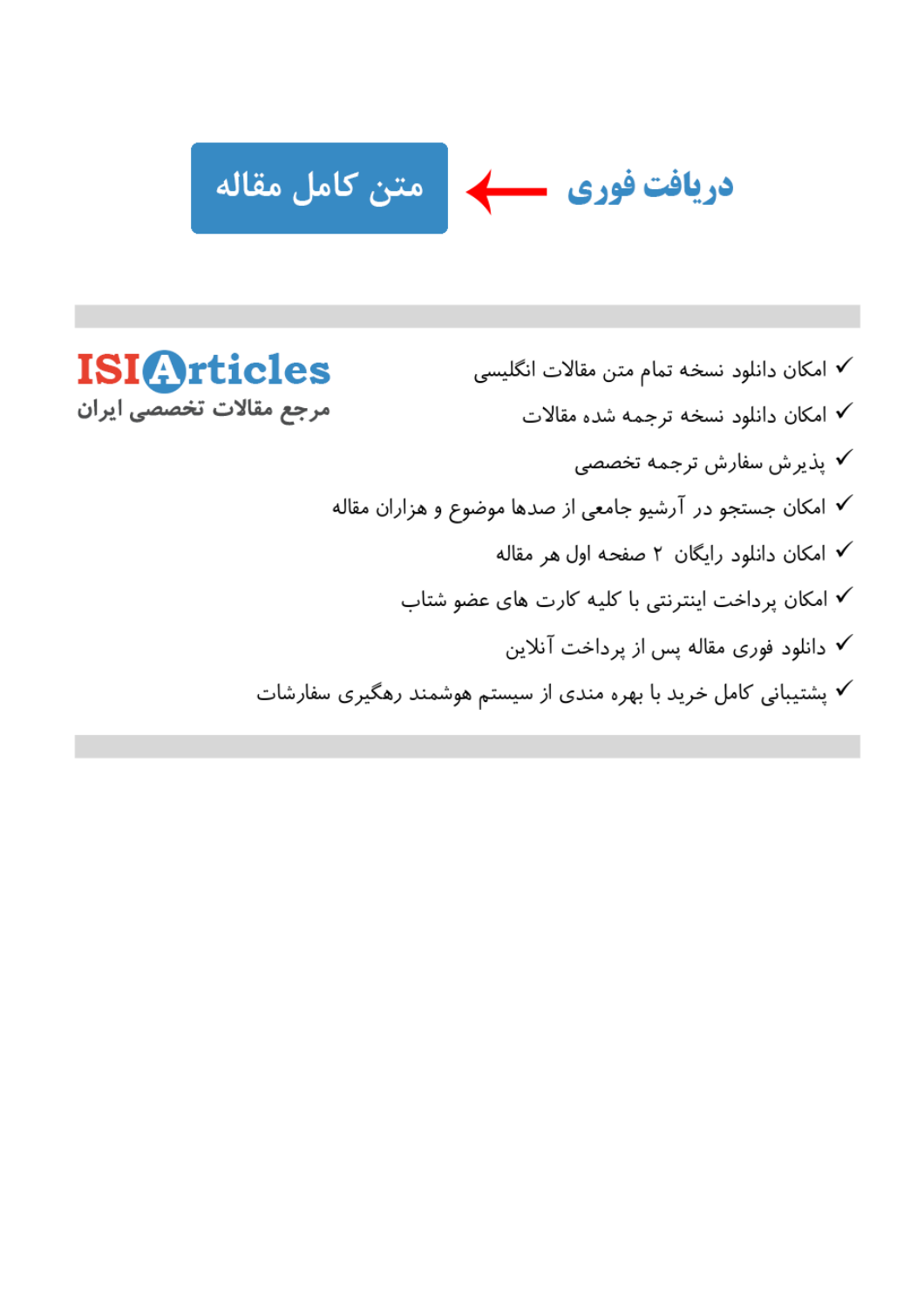دریافت فوری ← **متن کامل مقاله**

**ISIArticles**
مرجع مقالات تخصصی ایران

- ✓ امکان دانلود نسخه تمام متن مقالات انگلیسی
- ✓ امکان دانلود نسخه ترجمه شده مقالات
- ✓ پذیرش سفارش ترجمه تخصصی
- ✓ امکان جستجو در آرشیو جامعی از صدها موضوع و هزاران مقاله
- ✓ امکان دانلود رایگان ۲ صفحه اول هر مقاله
- ✓ امکان پرداخت اینترنتی با کلیه کارت های عضو شتاب
- ✓ دانلود فوری مقاله پس از پرداخت آنلاین
- ✓ پشتیبانی کامل خرید با بهره مندی از سیستم هوشمند رهگیری سفارشات